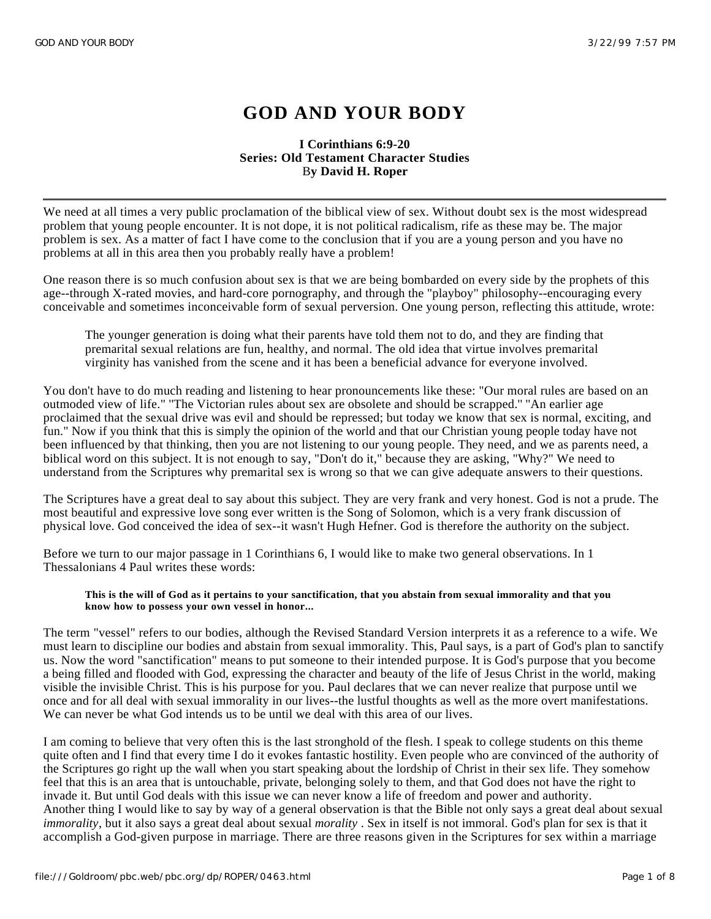# GOD AND YOUR BODY

**I Corinthians 6:9-20**
**Series: Old Testament Character Studies**
By **David H. Roper**

---

We need at all times a very public proclamation of the biblical view of sex. Without doubt sex is the most widespread problem that young people encounter. It is not dope, it is not political radicalism, rife as these may be. The major problem is sex. As a matter of fact I have come to the conclusion that if you are a young person and you have no problems at all in this area then you probably really have a problem!

One reason there is so much confusion about sex is that we are being bombarded on every side by the prophets of this age--through X-rated movies, and hard-core pornography, and through the "playboy" philosophy--encouraging every conceivable and sometimes inconceivable form of sexual perversion. One young person, reflecting this attitude, wrote:

> The younger generation is doing what their parents have told them not to do, and they are finding that premarital sexual relations are fun, healthy, and normal. The old idea that virtue involves premarital virginity has vanished from the scene and it has been a beneficial advance for everyone involved.

You don't have to do much reading and listening to hear pronouncements like these: "Our moral rules are based on an outmoded view of life." "The Victorian rules about sex are obsolete and should be scrapped." "An earlier age proclaimed that the sexual drive was evil and should be repressed; but today we know that sex is normal, exciting, and fun." Now if you think that this is simply the opinion of the world and that our Christian young people today have not been influenced by that thinking, then you are not listening to our young people. They need, and we as parents need, a biblical word on this subject. It is not enough to say, "Don't do it," because they are asking, "Why?" We need to understand from the Scriptures why premarital sex is wrong so that we can give adequate answers to their questions.

The Scriptures have a great deal to say about this subject. They are very frank and very honest. God is not a prude. The most beautiful and expressive love song ever written is the Song of Solomon, which is a very frank discussion of physical love. God conceived the idea of sex--it wasn't Hugh Hefner. God is therefore the authority on the subject.

Before we turn to our major passage in 1 Corinthians 6, I would like to make two general observations. In 1 Thessalonians 4 Paul writes these words:

> **This is the will of God as it pertains to your sanctification, that you abstain from sexual immorality and that you know how to possess your own vessel in honor...**

The term "vessel" refers to our bodies, although the Revised Standard Version interprets it as a reference to a wife. We must learn to discipline our bodies and abstain from sexual immorality. This, Paul says, is a part of God's plan to sanctify us. Now the word "sanctification" means to put someone to their intended purpose. It is God's purpose that you become a being filled and flooded with God, expressing the character and beauty of the life of Jesus Christ in the world, making visible the invisible Christ. This is his purpose for you. Paul declares that we can never realize that purpose until we once and for all deal with sexual immorality in our lives--the lustful thoughts as well as the more overt manifestations. We can never be what God intends us to be until we deal with this area of our lives.

I am coming to believe that very often this is the last stronghold of the flesh. I speak to college students on this theme quite often and I find that every time I do it evokes fantastic hostility. Even people who are convinced of the authority of the Scriptures go right up the wall when you start speaking about the lordship of Christ in their sex life. They somehow feel that this is an area that is untouchable, private, belonging solely to them, and that God does not have the right to invade it. But until God deals with this issue we can never know a life of freedom and power and authority.
Another thing I would like to say by way of a general observation is that the Bible not only says a great deal about sexual *immorality*, but it also says a great deal about sexual *morality* . Sex in itself is not immoral. God's plan for sex is that it accomplish a God-given purpose in marriage. There are three reasons given in the Scriptures for sex within a marriage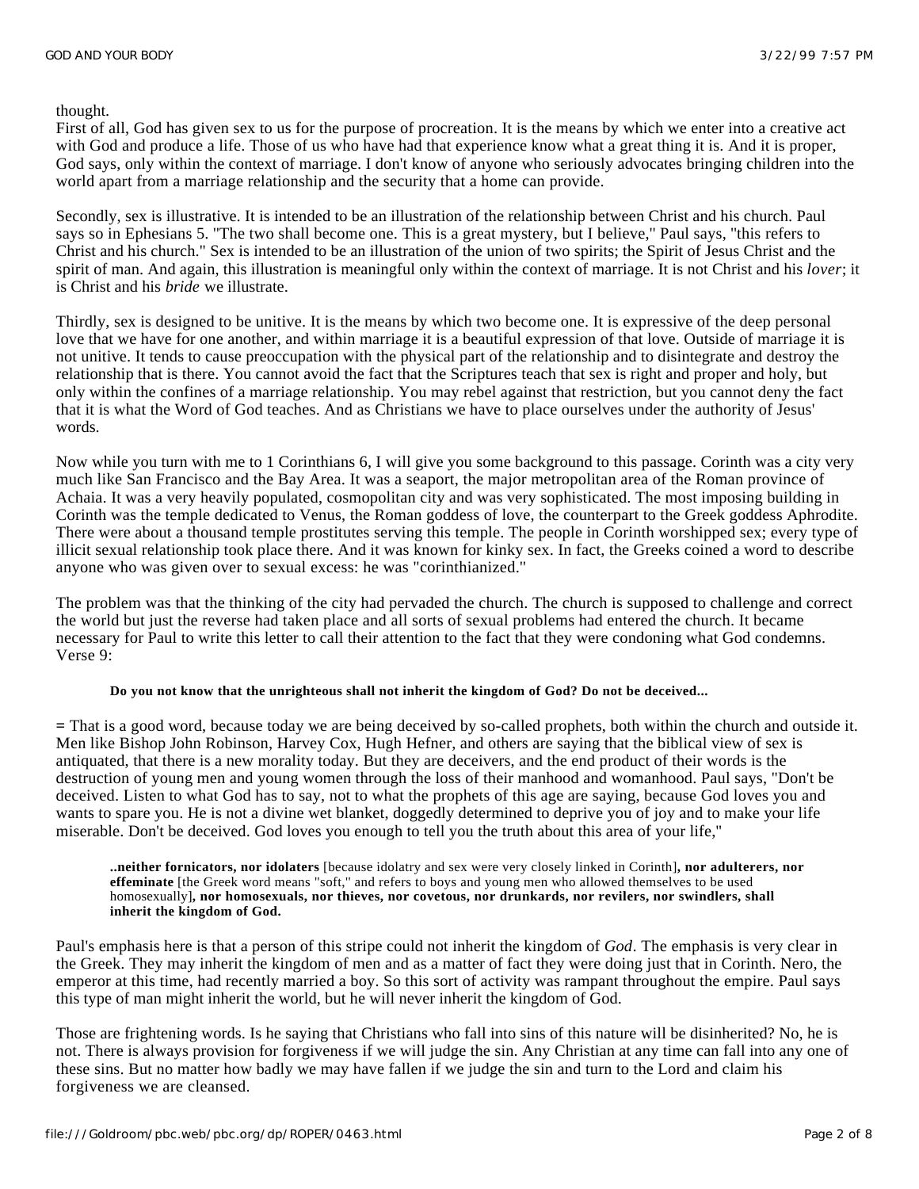thought.

First of all, God has given sex to us for the purpose of procreation. It is the means by which we enter into a creative act with God and produce a life. Those of us who have had that experience know what a great thing it is. And it is proper, God says, only within the context of marriage. I don't know of anyone who seriously advocates bringing children into the world apart from a marriage relationship and the security that a home can provide.

Secondly, sex is illustrative. It is intended to be an illustration of the relationship between Christ and his church. Paul says so in Ephesians 5. "The two shall become one. This is a great mystery, but I believe," Paul says, "this refers to Christ and his church." Sex is intended to be an illustration of the union of two spirits; the Spirit of Jesus Christ and the spirit of man. And again, this illustration is meaningful only within the context of marriage. It is not Christ and his *lover*; it is Christ and his *bride* we illustrate.

Thirdly, sex is designed to be unitive. It is the means by which two become one. It is expressive of the deep personal love that we have for one another, and within marriage it is a beautiful expression of that love. Outside of marriage it is not unitive. It tends to cause preoccupation with the physical part of the relationship and to disintegrate and destroy the relationship that is there. You cannot avoid the fact that the Scriptures teach that sex is right and proper and holy, but only within the confines of a marriage relationship. You may rebel against that restriction, but you cannot deny the fact that it is what the Word of God teaches. And as Christians we have to place ourselves under the authority of Jesus' words.

Now while you turn with me to 1 Corinthians 6, I will give you some background to this passage. Corinth was a city very much like San Francisco and the Bay Area. It was a seaport, the major metropolitan area of the Roman province of Achaia. It was a very heavily populated, cosmopolitan city and was very sophisticated. The most imposing building in Corinth was the temple dedicated to Venus, the Roman goddess of love, the counterpart to the Greek goddess Aphrodite. There were about a thousand temple prostitutes serving this temple. The people in Corinth worshipped sex; every type of illicit sexual relationship took place there. And it was known for kinky sex. In fact, the Greeks coined a word to describe anyone who was given over to sexual excess: he was "corinthianized."

The problem was that the thinking of the city had pervaded the church. The church is supposed to challenge and correct the world but just the reverse had taken place and all sorts of sexual problems had entered the church. It became necessary for Paul to write this letter to call their attention to the fact that they were condoning what God condemns. Verse 9:

> **Do you not know that the unrighteous shall not inherit the kingdom of God? Do not be deceived...**

= That is a good word, because today we are being deceived by so-called prophets, both within the church and outside it. Men like Bishop John Robinson, Harvey Cox, Hugh Hefner, and others are saying that the biblical view of sex is antiquated, that there is a new morality today. But they are deceivers, and the end product of their words is the destruction of young men and young women through the loss of their manhood and womanhood. Paul says, "Don't be deceived. Listen to what God has to say, not to what the prophets of this age are saying, because God loves you and wants to spare you. He is not a divine wet blanket, doggedly determined to deprive you of joy and to make your life miserable. Don't be deceived. God loves you enough to tell you the truth about this area of your life,"

> **..neither fornicators, nor idolaters** [because idolatry and sex were very closely linked in Corinth]**, nor adulterers, nor effeminate** [the Greek word means "soft," and refers to boys and young men who allowed themselves to be used homosexually]**, nor homosexuals, nor thieves, nor covetous, nor drunkards, nor revilers, nor swindlers, shall inherit the kingdom of God.**

Paul's emphasis here is that a person of this stripe could not inherit the kingdom of *God*. The emphasis is very clear in the Greek. They may inherit the kingdom of men and as a matter of fact they were doing just that in Corinth. Nero, the emperor at this time, had recently married a boy. So this sort of activity was rampant throughout the empire. Paul says this type of man might inherit the world, but he will never inherit the kingdom of God.

Those are frightening words. Is he saying that Christians who fall into sins of this nature will be disinherited? No, he is not. There is always provision for forgiveness if we will judge the sin. Any Christian at any time can fall into any one of these sins. But no matter how badly we may have fallen if we judge the sin and turn to the Lord and claim his forgiveness we are cleansed.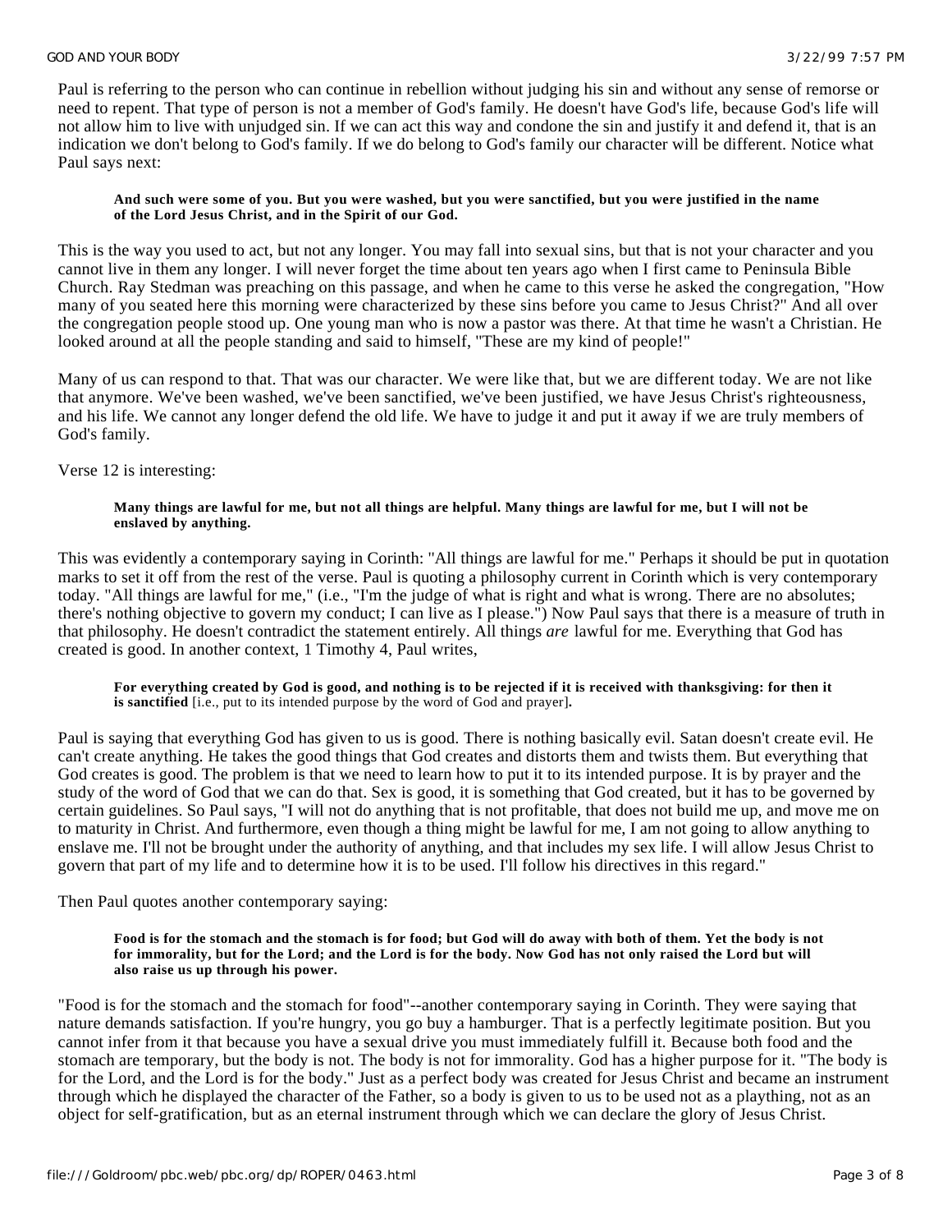Paul is referring to the person who can continue in rebellion without judging his sin and without any sense of remorse or need to repent. That type of person is not a member of God's family. He doesn't have God's life, because God's life will not allow him to live with unjudged sin. If we can act this way and condone the sin and justify it and defend it, that is an indication we don't belong to God's family. If we do belong to God's family our character will be different. Notice what Paul says next:

> **And such were some of you. But you were washed, but you were sanctified, but you were justified in the name of the Lord Jesus Christ, and in the Spirit of our God.**

This is the way you used to act, but not any longer. You may fall into sexual sins, but that is not your character and you cannot live in them any longer. I will never forget the time about ten years ago when I first came to Peninsula Bible Church. Ray Stedman was preaching on this passage, and when he came to this verse he asked the congregation, "How many of you seated here this morning were characterized by these sins before you came to Jesus Christ?" And all over the congregation people stood up. One young man who is now a pastor was there. At that time he wasn't a Christian. He looked around at all the people standing and said to himself, "These are my kind of people!"

Many of us can respond to that. That was our character. We were like that, but we are different today. We are not like that anymore. We've been washed, we've been sanctified, we've been justified, we have Jesus Christ's righteousness, and his life. We cannot any longer defend the old life. We have to judge it and put it away if we are truly members of God's family.

Verse 12 is interesting:

> **Many things are lawful for me, but not all things are helpful. Many things are lawful for me, but I will not be enslaved by anything.**

This was evidently a contemporary saying in Corinth: "All things are lawful for me." Perhaps it should be put in quotation marks to set it off from the rest of the verse. Paul is quoting a philosophy current in Corinth which is very contemporary today. "All things are lawful for me," (i.e., "I'm the judge of what is right and what is wrong. There are no absolutes; there's nothing objective to govern my conduct; I can live as I please.") Now Paul says that there is a measure of truth in that philosophy. He doesn't contradict the statement entirely. All things *are* lawful for me. Everything that God has created is good. In another context, 1 Timothy 4, Paul writes,

> **For everything created by God is good, and nothing is to be rejected if it is received with thanksgiving: for then it is sanctified** [i.e., put to its intended purpose by the word of God and prayer]**.**

Paul is saying that everything God has given to us is good. There is nothing basically evil. Satan doesn't create evil. He can't create anything. He takes the good things that God creates and distorts them and twists them. But everything that God creates is good. The problem is that we need to learn how to put it to its intended purpose. It is by prayer and the study of the word of God that we can do that. Sex is good, it is something that God created, but it has to be governed by certain guidelines. So Paul says, "I will not do anything that is not profitable, that does not build me up, and move me on to maturity in Christ. And furthermore, even though a thing might be lawful for me, I am not going to allow anything to enslave me. I'll not be brought under the authority of anything, and that includes my sex life. I will allow Jesus Christ to govern that part of my life and to determine how it is to be used. I'll follow his directives in this regard."

Then Paul quotes another contemporary saying:

> **Food is for the stomach and the stomach is for food; but God will do away with both of them. Yet the body is not for immorality, but for the Lord; and the Lord is for the body. Now God has not only raised the Lord but will also raise us up through his power.**

"Food is for the stomach and the stomach for food"--another contemporary saying in Corinth. They were saying that nature demands satisfaction. If you're hungry, you go buy a hamburger. That is a perfectly legitimate position. But you cannot infer from it that because you have a sexual drive you must immediately fulfill it. Because both food and the stomach are temporary, but the body is not. The body is not for immorality. God has a higher purpose for it. "The body is for the Lord, and the Lord is for the body." Just as a perfect body was created for Jesus Christ and became an instrument through which he displayed the character of the Father, so a body is given to us to be used not as a plaything, not as an object for self-gratification, but as an eternal instrument through which we can declare the glory of Jesus Christ.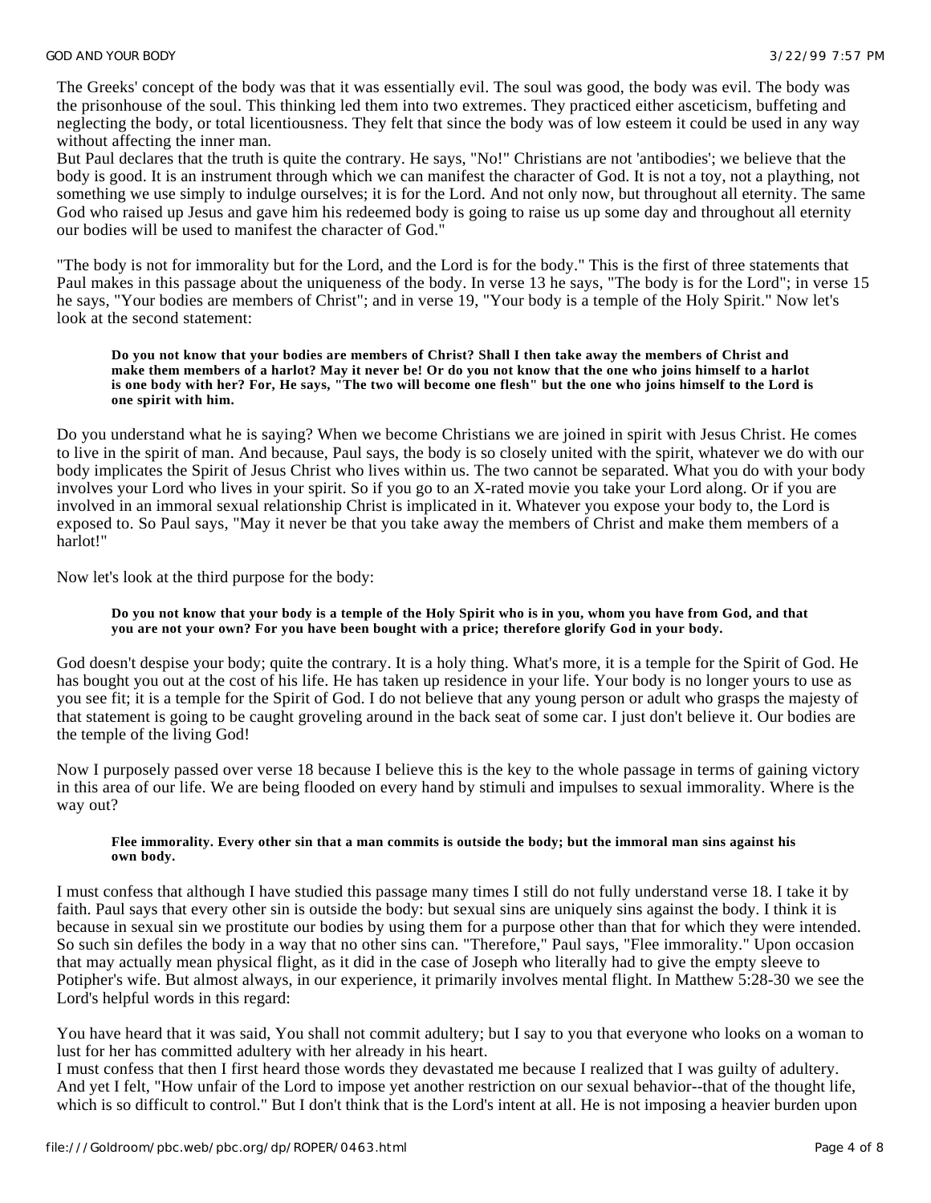The Greeks' concept of the body was that it was essentially evil. The soul was good, the body was evil. The body was the prisonhouse of the soul. This thinking led them into two extremes. They practiced either asceticism, buffeting and neglecting the body, or total licentiousness. They felt that since the body was of low esteem it could be used in any way without affecting the inner man.

But Paul declares that the truth is quite the contrary. He says, "No!" Christians are not 'antibodies'; we believe that the body is good. It is an instrument through which we can manifest the character of God. It is not a toy, not a plaything, not something we use simply to indulge ourselves; it is for the Lord. And not only now, but throughout all eternity. The same God who raised up Jesus and gave him his redeemed body is going to raise us up some day and throughout all eternity our bodies will be used to manifest the character of God."

"The body is not for immorality but for the Lord, and the Lord is for the body." This is the first of three statements that Paul makes in this passage about the uniqueness of the body. In verse 13 he says, "The body is for the Lord"; in verse 15 he says, "Your bodies are members of Christ"; and in verse 19, "Your body is a temple of the Holy Spirit." Now let's look at the second statement:

> **Do you not know that your bodies are members of Christ? Shall I then take away the members of Christ and make them members of a harlot? May it never be! Or do you not know that the one who joins himself to a harlot is one body with her? For, He says, "The two will become one flesh" but the one who joins himself to the Lord is one spirit with him.**

Do you understand what he is saying? When we become Christians we are joined in spirit with Jesus Christ. He comes to live in the spirit of man. And because, Paul says, the body is so closely united with the spirit, whatever we do with our body implicates the Spirit of Jesus Christ who lives within us. The two cannot be separated. What you do with your body involves your Lord who lives in your spirit. So if you go to an X-rated movie you take your Lord along. Or if you are involved in an immoral sexual relationship Christ is implicated in it. Whatever you expose your body to, the Lord is exposed to. So Paul says, "May it never be that you take away the members of Christ and make them members of a harlot!"

Now let's look at the third purpose for the body:

> **Do you not know that your body is a temple of the Holy Spirit who is in you, whom you have from God, and that you are not your own? For you have been bought with a price; therefore glorify God in your body.**

God doesn't despise your body; quite the contrary. It is a holy thing. What's more, it is a temple for the Spirit of God. He has bought you out at the cost of his life. He has taken up residence in your life. Your body is no longer yours to use as you see fit; it is a temple for the Spirit of God. I do not believe that any young person or adult who grasps the majesty of that statement is going to be caught groveling around in the back seat of some car. I just don't believe it. Our bodies are the temple of the living God!

Now I purposely passed over verse 18 because I believe this is the key to the whole passage in terms of gaining victory in this area of our life. We are being flooded on every hand by stimuli and impulses to sexual immorality. Where is the way out?

> **Flee immorality. Every other sin that a man commits is outside the body; but the immoral man sins against his own body.**

I must confess that although I have studied this passage many times I still do not fully understand verse 18. I take it by faith. Paul says that every other sin is outside the body: but sexual sins are uniquely sins against the body. I think it is because in sexual sin we prostitute our bodies by using them for a purpose other than that for which they were intended. So such sin defiles the body in a way that no other sins can. "Therefore," Paul says, "Flee immorality." Upon occasion that may actually mean physical flight, as it did in the case of Joseph who literally had to give the empty sleeve to Potiphar's wife. But almost always, in our experience, it primarily involves mental flight. In Matthew 5:28-30 we see the Lord's helpful words in this regard:

You have heard that it was said, You shall not commit adultery; but I say to you that everyone who looks on a woman to lust for her has committed adultery with her already in his heart.

I must confess that then I first heard those words they devastated me because I realized that I was guilty of adultery. And yet I felt, "How unfair of the Lord to impose yet another restriction on our sexual behavior--that of the thought life, which is so difficult to control." But I don't think that is the Lord's intent at all. He is not imposing a heavier burden upon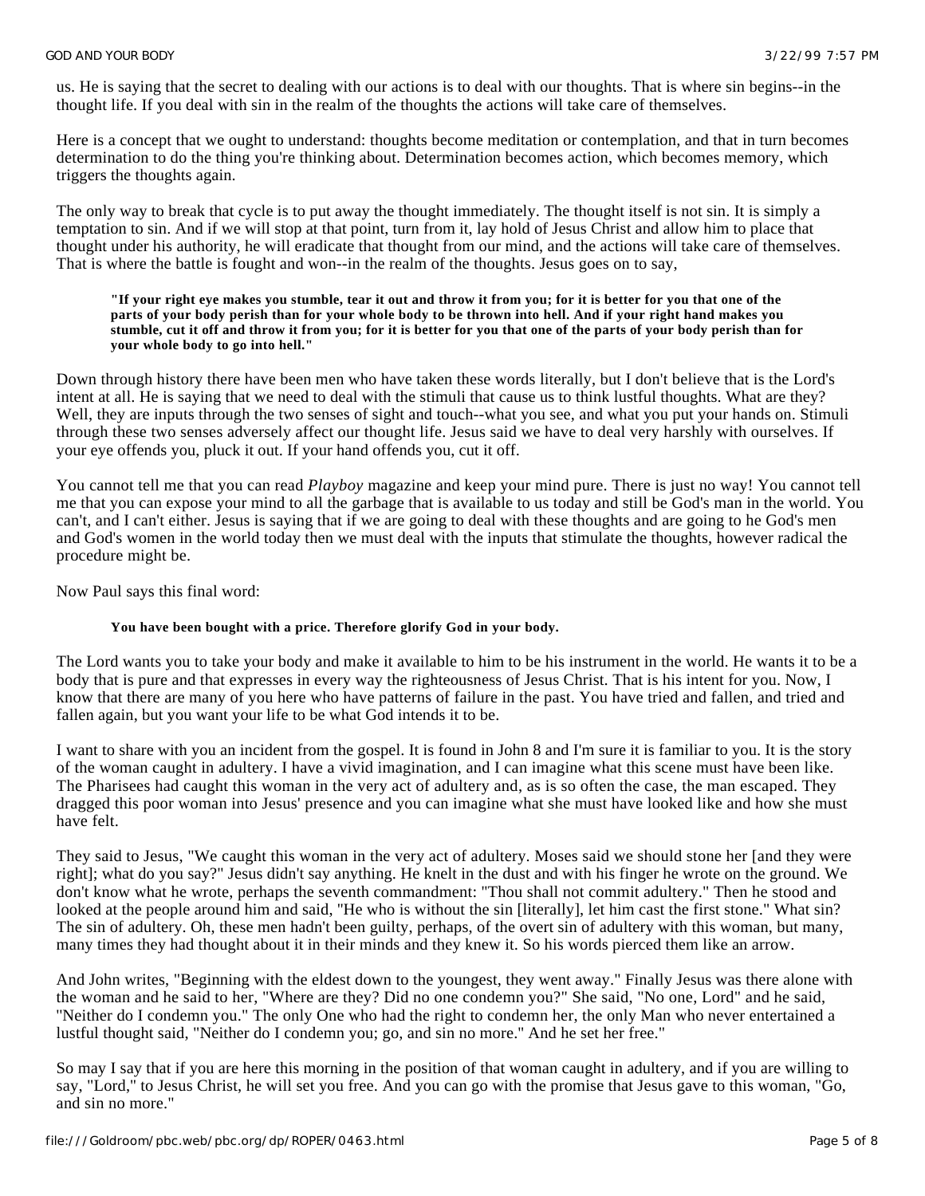us. He is saying that the secret to dealing with our actions is to deal with our thoughts. That is where sin begins--in the thought life. If you deal with sin in the realm of the thoughts the actions will take care of themselves.

Here is a concept that we ought to understand: thoughts become meditation or contemplation, and that in turn becomes determination to do the thing you're thinking about. Determination becomes action, which becomes memory, which triggers the thoughts again.

The only way to break that cycle is to put away the thought immediately. The thought itself is not sin. It is simply a temptation to sin. And if we will stop at that point, turn from it, lay hold of Jesus Christ and allow him to place that thought under his authority, he will eradicate that thought from our mind, and the actions will take care of themselves. That is where the battle is fought and won--in the realm of the thoughts. Jesus goes on to say,

> **"If your right eye makes you stumble, tear it out and throw it from you; for it is better for you that one of the parts of your body perish than for your whole body to be thrown into hell. And if your right hand makes you stumble, cut it off and throw it from you; for it is better for you that one of the parts of your body perish than for your whole body to go into hell."**

Down through history there have been men who have taken these words literally, but I don't believe that is the Lord's intent at all. He is saying that we need to deal with the stimuli that cause us to think lustful thoughts. What are they? Well, they are inputs through the two senses of sight and touch--what you see, and what you put your hands on. Stimuli through these two senses adversely affect our thought life. Jesus said we have to deal very harshly with ourselves. If your eye offends you, pluck it out. If your hand offends you, cut it off.

You cannot tell me that you can read *Playboy* magazine and keep your mind pure. There is just no way! You cannot tell me that you can expose your mind to all the garbage that is available to us today and still be God's man in the world. You can't, and I can't either. Jesus is saying that if we are going to deal with these thoughts and are going to he God's men and God's women in the world today then we must deal with the inputs that stimulate the thoughts, however radical the procedure might be.

Now Paul says this final word:

> **You have been bought with a price. Therefore glorify God in your body.**

The Lord wants you to take your body and make it available to him to be his instrument in the world. He wants it to be a body that is pure and that expresses in every way the righteousness of Jesus Christ. That is his intent for you. Now, I know that there are many of you here who have patterns of failure in the past. You have tried and fallen, and tried and fallen again, but you want your life to be what God intends it to be.

I want to share with you an incident from the gospel. It is found in John 8 and I'm sure it is familiar to you. It is the story of the woman caught in adultery. I have a vivid imagination, and I can imagine what this scene must have been like. The Pharisees had caught this woman in the very act of adultery and, as is so often the case, the man escaped. They dragged this poor woman into Jesus' presence and you can imagine what she must have looked like and how she must have felt.

They said to Jesus, "We caught this woman in the very act of adultery. Moses said we should stone her [and they were right]; what do you say?" Jesus didn't say anything. He knelt in the dust and with his finger he wrote on the ground. We don't know what he wrote, perhaps the seventh commandment: "Thou shall not commit adultery." Then he stood and looked at the people around him and said, "He who is without the sin [literally], let him cast the first stone." What sin? The sin of adultery. Oh, these men hadn't been guilty, perhaps, of the overt sin of adultery with this woman, but many, many times they had thought about it in their minds and they knew it. So his words pierced them like an arrow.

And John writes, "Beginning with the eldest down to the youngest, they went away." Finally Jesus was there alone with the woman and he said to her, "Where are they? Did no one condemn you?" She said, "No one, Lord" and he said, "Neither do I condemn you." The only One who had the right to condemn her, the only Man who never entertained a lustful thought said, "Neither do I condemn you; go, and sin no more." And he set her free."

So may I say that if you are here this morning in the position of that woman caught in adultery, and if you are willing to say, "Lord," to Jesus Christ, he will set you free. And you can go with the promise that Jesus gave to this woman, "Go, and sin no more."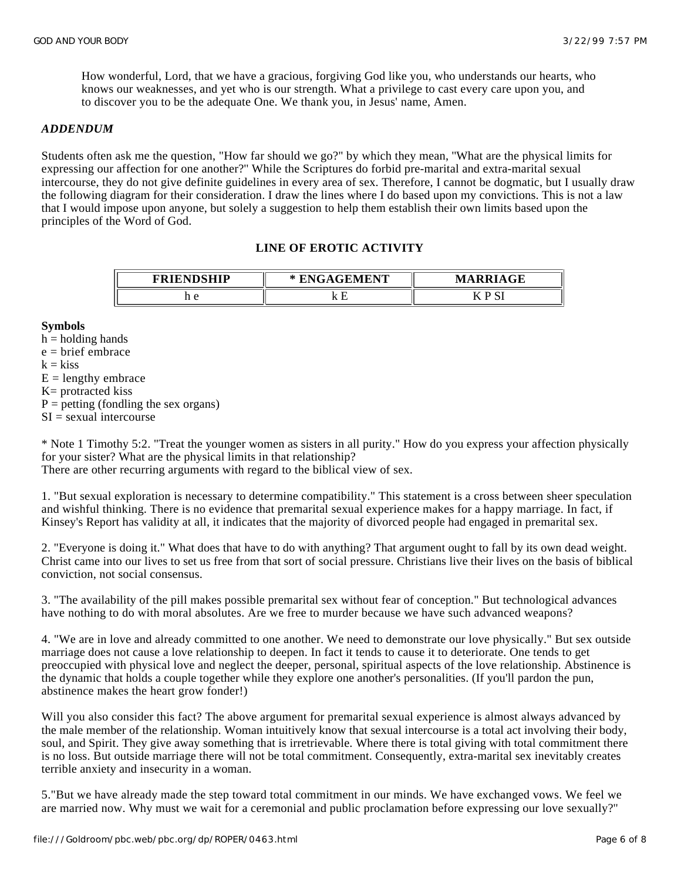How wonderful, Lord, that we have a gracious, forgiving God like you, who understands our hearts, who knows our weaknesses, and yet who is our strength. What a privilege to cast every care upon you, and to discover you to be the adequate One. We thank you, in Jesus' name, Amen.

***ADDENDUM***

Students often ask me the question, "How far should we go?" by which they mean, "What are the physical limits for expressing our affection for one another?" While the Scriptures do forbid pre-marital and extra-marital sexual intercourse, they do not give definite guidelines in every area of sex. Therefore, I cannot be dogmatic, but I usually draw the following diagram for their consideration. I draw the lines where I do based upon my convictions. This is not a law that I would impose upon anyone, but solely a suggestion to help them establish their own limits based upon the principles of the Word of God.

**LINE OF EROTIC ACTIVITY**

| FRIENDSHIP | * ENGAGEMENT | MARRIAGE |
|---|---|---|
| h e | k E | K P SI |

**Symbols**
h = holding hands
e = brief embrace
k = kiss
E = lengthy embrace
K= protracted kiss
P = petting (fondling the sex organs)
SI = sexual intercourse

* Note 1 Timothy 5:2. "Treat the younger women as sisters in all purity." How do you express your affection physically for your sister? What are the physical limits in that relationship?
There are other recurring arguments with regard to the biblical view of sex.

1. "But sexual exploration is necessary to determine compatibility." This statement is a cross between sheer speculation and wishful thinking. There is no evidence that premarital sexual experience makes for a happy marriage. In fact, if Kinsey's Report has validity at all, it indicates that the majority of divorced people had engaged in premarital sex.

2. "Everyone is doing it." What does that have to do with anything? That argument ought to fall by its own dead weight. Christ came into our lives to set us free from that sort of social pressure. Christians live their lives on the basis of biblical conviction, not social consensus.

3. "The availability of the pill makes possible premarital sex without fear of conception." But technological advances have nothing to do with moral absolutes. Are we free to murder because we have such advanced weapons?

4. "We are in love and already committed to one another. We need to demonstrate our love physically." But sex outside marriage does not cause a love relationship to deepen. In fact it tends to cause it to deteriorate. One tends to get preoccupied with physical love and neglect the deeper, personal, spiritual aspects of the love relationship. Abstinence is the dynamic that holds a couple together while they explore one another's personalities. (If you'll pardon the pun, abstinence makes the heart grow fonder!)

Will you also consider this fact? The above argument for premarital sexual experience is almost always advanced by the male member of the relationship. Woman intuitively know that sexual intercourse is a total act involving their body, soul, and Spirit. They give away something that is irretrievable. Where there is total giving with total commitment there is no loss. But outside marriage there will not be total commitment. Consequently, extra-marital sex inevitably creates terrible anxiety and insecurity in a woman.

5."But we have already made the step toward total commitment in our minds. We have exchanged vows. We feel we are married now. Why must we wait for a ceremonial and public proclamation before expressing our love sexually?"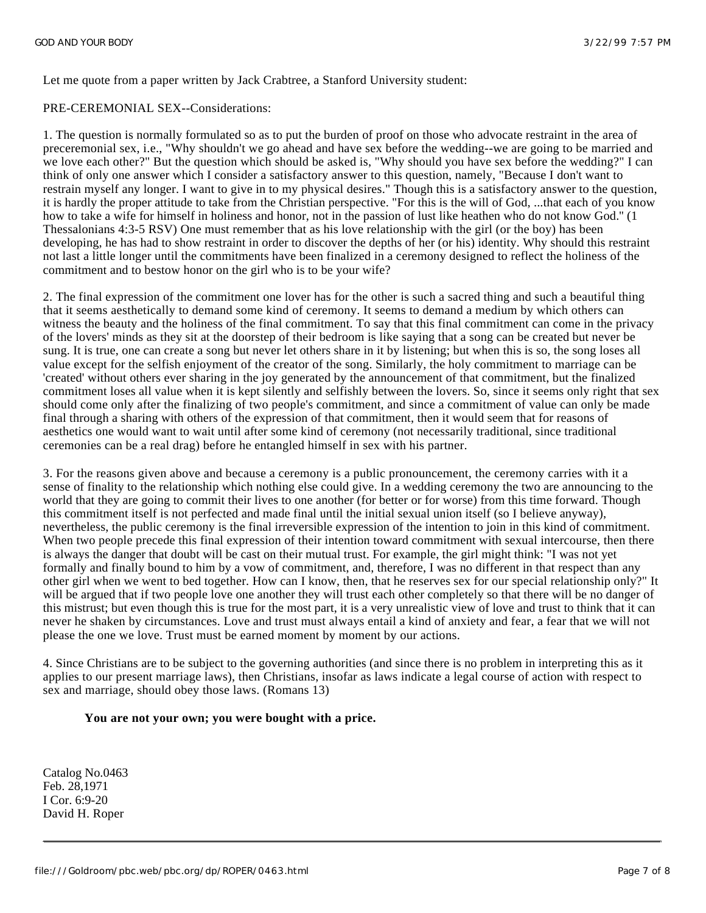Let me quote from a paper written by Jack Crabtree, a Stanford University student:

PRE-CEREMONIAL SEX--Considerations:

1. The question is normally formulated so as to put the burden of proof on those who advocate restraint in the area of preceremonial sex, i.e., "Why shouldn't we go ahead and have sex before the wedding--we are going to be married and we love each other?" But the question which should be asked is, "Why should you have sex before the wedding?" I can think of only one answer which I consider a satisfactory answer to this question, namely, "Because I don't want to restrain myself any longer. I want to give in to my physical desires." Though this is a satisfactory answer to the question, it is hardly the proper attitude to take from the Christian perspective. "For this is the will of God, ...that each of you know how to take a wife for himself in holiness and honor, not in the passion of lust like heathen who do not know God." (1 Thessalonians 4:3-5 RSV) One must remember that as his love relationship with the girl (or the boy) has been developing, he has had to show restraint in order to discover the depths of her (or his) identity. Why should this restraint not last a little longer until the commitments have been finalized in a ceremony designed to reflect the holiness of the commitment and to bestow honor on the girl who is to be your wife?

2. The final expression of the commitment one lover has for the other is such a sacred thing and such a beautiful thing that it seems aesthetically to demand some kind of ceremony. It seems to demand a medium by which others can witness the beauty and the holiness of the final commitment. To say that this final commitment can come in the privacy of the lovers' minds as they sit at the doorstep of their bedroom is like saying that a song can be created but never be sung. It is true, one can create a song but never let others share in it by listening; but when this is so, the song loses all value except for the selfish enjoyment of the creator of the song. Similarly, the holy commitment to marriage can be 'created' without others ever sharing in the joy generated by the announcement of that commitment, but the finalized commitment loses all value when it is kept silently and selfishly between the lovers. So, since it seems only right that sex should come only after the finalizing of two people's commitment, and since a commitment of value can only be made final through a sharing with others of the expression of that commitment, then it would seem that for reasons of aesthetics one would want to wait until after some kind of ceremony (not necessarily traditional, since traditional ceremonies can be a real drag) before he entangled himself in sex with his partner.

3. For the reasons given above and because a ceremony is a public pronouncement, the ceremony carries with it a sense of finality to the relationship which nothing else could give. In a wedding ceremony the two are announcing to the world that they are going to commit their lives to one another (for better or for worse) from this time forward. Though this commitment itself is not perfected and made final until the initial sexual union itself (so I believe anyway), nevertheless, the public ceremony is the final irreversible expression of the intention to join in this kind of commitment. When two people precede this final expression of their intention toward commitment with sexual intercourse, then there is always the danger that doubt will be cast on their mutual trust. For example, the girl might think: "I was not yet formally and finally bound to him by a vow of commitment, and, therefore, I was no different in that respect than any other girl when we went to bed together. How can I know, then, that he reserves sex for our special relationship only?" It will be argued that if two people love one another they will trust each other completely so that there will be no danger of this mistrust; but even though this is true for the most part, it is a very unrealistic view of love and trust to think that it can never he shaken by circumstances. Love and trust must always entail a kind of anxiety and fear, a fear that we will not please the one we love. Trust must be earned moment by moment by our actions.

4. Since Christians are to be subject to the governing authorities (and since there is no problem in interpreting this as it applies to our present marriage laws), then Christians, insofar as laws indicate a legal course of action with respect to sex and marriage, should obey those laws. (Romans 13)

**You are not your own; you were bought with a price.**

Catalog No.0463
Feb. 28,1971
I Cor. 6:9-20
David H. Roper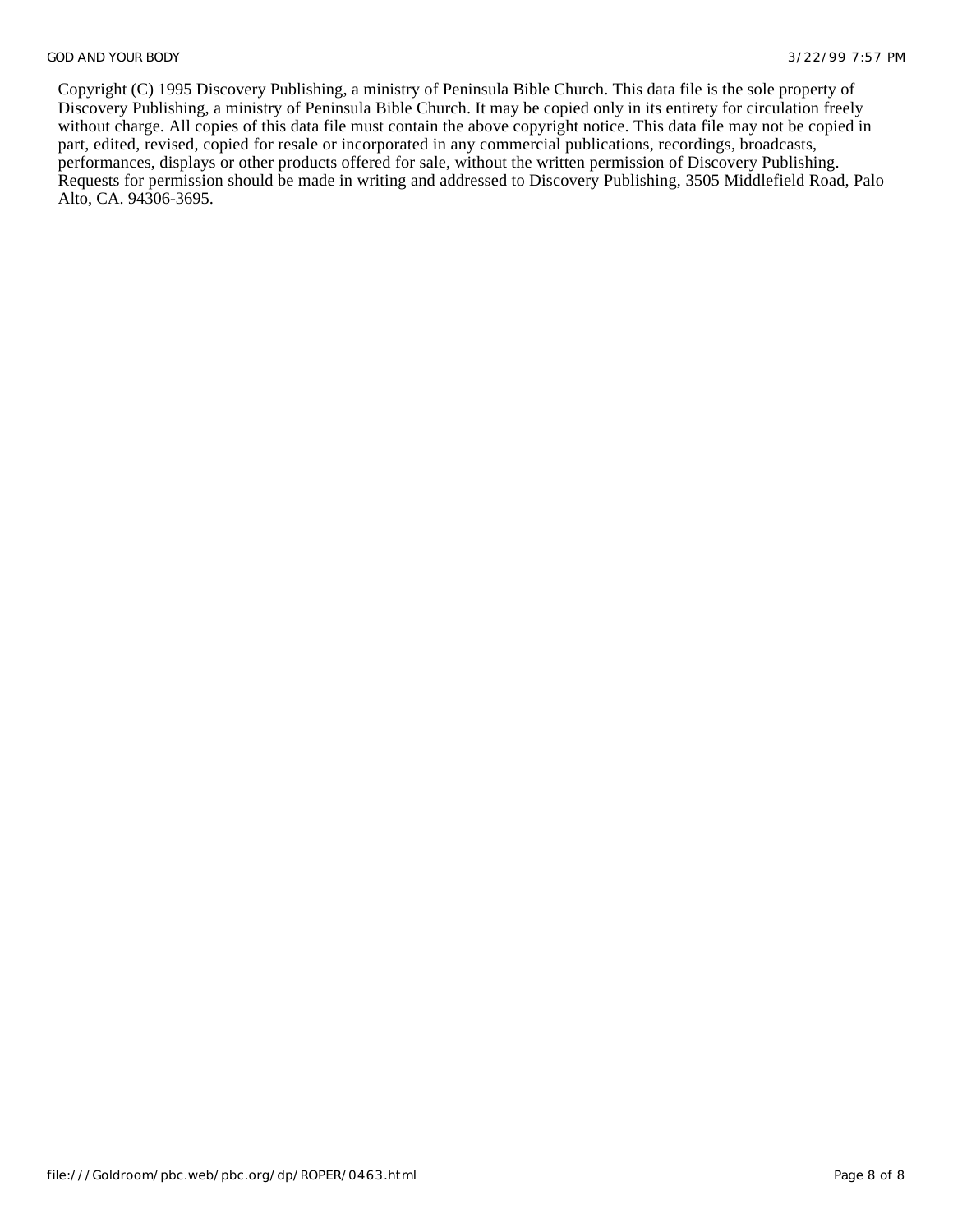Copyright (C) 1995 Discovery Publishing, a ministry of Peninsula Bible Church. This data file is the sole property of Discovery Publishing, a ministry of Peninsula Bible Church. It may be copied only in its entirety for circulation freely without charge. All copies of this data file must contain the above copyright notice. This data file may not be copied in part, edited, revised, copied for resale or incorporated in any commercial publications, recordings, broadcasts, performances, displays or other products offered for sale, without the written permission of Discovery Publishing. Requests for permission should be made in writing and addressed to Discovery Publishing, 3505 Middlefield Road, Palo Alto, CA. 94306-3695.